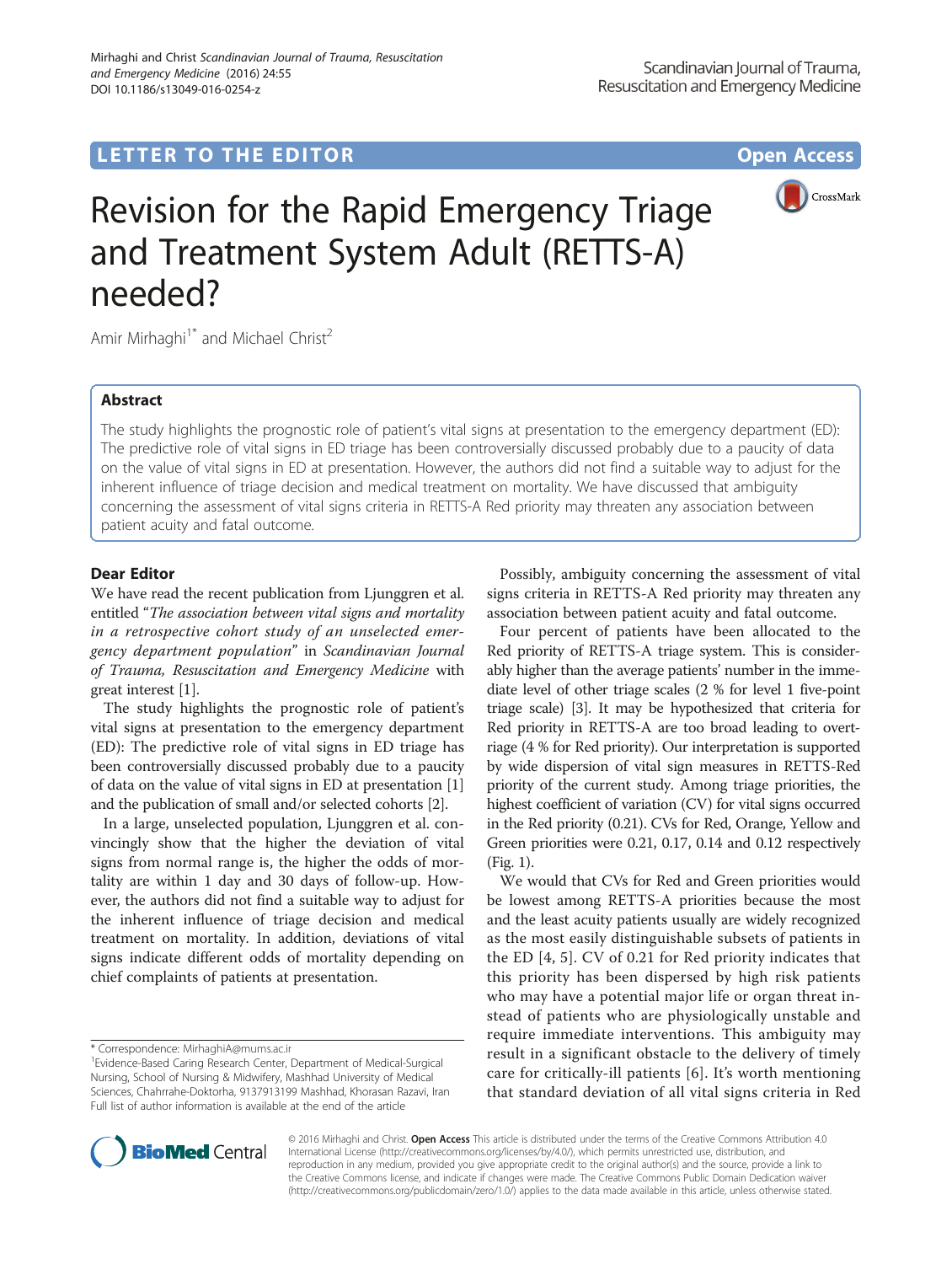**LETTER TO THE EDITOR** **Open Access**

# Revision for the Rapid Emergency Triage and Treatment System Adult (RETTS-A) needed?

Amir Mirhaghi[1*] and Michael Christ[2]

## Abstract

The study highlights the prognostic role of patient's vital signs at presentation to the emergency department (ED): The predictive role of vital signs in ED triage has been controversially discussed probably due to a paucity of data on the value of vital signs in ED at presentation. However, the authors did not find a suitable way to adjust for the inherent influence of triage decision and medical treatment on mortality. We have discussed that ambiguity concerning the assessment of vital signs criteria in RETTS-A Red priority may threaten any association between patient acuity and fatal outcome.

## Dear Editor

We have read the recent publication from Ljunggren et al. entitled "*The association between vital signs and mortality in a retrospective cohort study of an unselected emergency department population*" in *Scandinavian Journal of Trauma, Resuscitation and Emergency Medicine* with great interest [1].

The study highlights the prognostic role of patient's vital signs at presentation to the emergency department (ED): The predictive role of vital signs in ED triage has been controversially discussed probably due to a paucity of data on the value of vital signs in ED at presentation [1] and the publication of small and/or selected cohorts [2].

In a large, unselected population, Ljunggren et al. convincingly show that the higher the deviation of vital signs from normal range is, the higher the odds of mortality are within 1 day and 30 days of follow-up. However, the authors did not find a suitable way to adjust for the inherent influence of triage decision and medical treatment on mortality. In addition, deviations of vital signs indicate different odds of mortality depending on chief complaints of patients at presentation.

Possibly, ambiguity concerning the assessment of vital signs criteria in RETTS-A Red priority may threaten any association between patient acuity and fatal outcome.

Four percent of patients have been allocated to the Red priority of RETTS-A triage system. This is considerably higher than the average patients' number in the immediate level of other triage scales (2 % for level 1 five-point triage scale) [3]. It may be hypothesized that criteria for Red priority in RETTS-A are too broad leading to overtriage (4 % for Red priority). Our interpretation is supported by wide dispersion of vital sign measures in RETTS-Red priority of the current study. Among triage priorities, the highest coefficient of variation (CV) for vital signs occurred in the Red priority (0.21). CVs for Red, Orange, Yellow and Green priorities were 0.21, 0.17, 0.14 and 0.12 respectively (Fig. 1).

We would that CVs for Red and Green priorities would be lowest among RETTS-A priorities because the most and the least acuity patients usually are widely recognized as the most easily distinguishable subsets of patients in the ED [4, 5]. CV of 0.21 for Red priority indicates that this priority has been dispersed by high risk patients who may have a potential major life or organ threat instead of patients who are physiologically unstable and require immediate interventions. This ambiguity may result in a significant obstacle to the delivery of timely care for critically-ill patients [6]. It's worth mentioning that standard deviation of all vital signs criteria in Red

\* Correspondence: MirhaghiA@mums.ac.ir
[1]Evidence-Based Caring Research Center, Department of Medical-Surgical Nursing, School of Nursing & Midwifery, Mashhad University of Medical Sciences, Chahrrahe-Doktorha, 9137913199 Mashhad, Khorasan Razavi, Iran
Full list of author information is available at the end of the article

© 2016 Mirhaghi and Christ. **Open Access** This article is distributed under the terms of the Creative Commons Attribution 4.0 International License (http://creativecommons.org/licenses/by/4.0/), which permits unrestricted use, distribution, and reproduction in any medium, provided you give appropriate credit to the original author(s) and the source, provide a link to the Creative Commons license, and indicate if changes were made. The Creative Commons Public Domain Dedication waiver (http://creativecommons.org/publicdomain/zero/1.0/) applies to the data made available in this article, unless otherwise stated.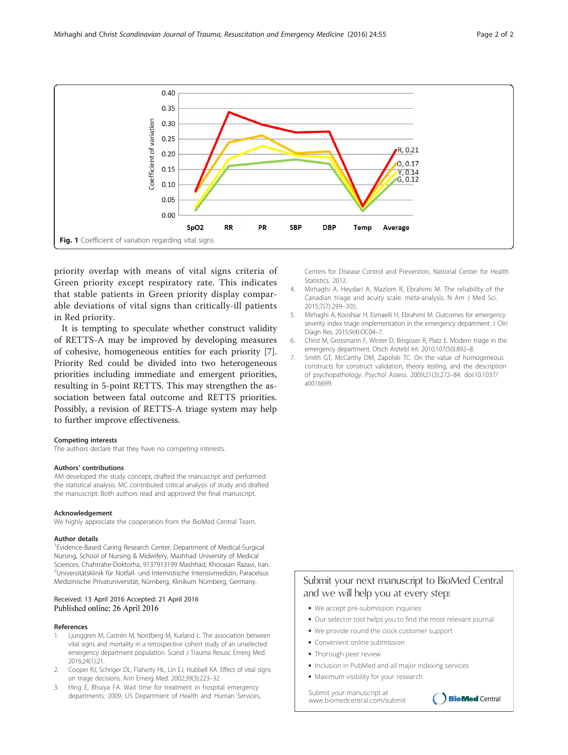0.40
0.35
0.30
0.25
0.20
0.15
0.10
0.05
0.00

Coefficient of variation

SpO2 RR PR SBP DBP Temp Average

R, 0.21
O, 0.17
Y, 0.14
G, 0.12

**Fig. 1** Coefficient of variation regarding vital signs

priority overlap with means of vital signs criteria of Green priority except respiratory rate. This indicates that stable patients in Green priority display comparable deviations of vital signs than critically-ill patients in Red priority.

It is tempting to speculate whether construct validity of RETTS-A may be improved by developing measures of cohesive, homogeneous entities for each priority [7]. Priority Red could be divided into two heterogeneous priorities including immediate and emergent priorities, resulting in 5-point RETTS. This may strengthen the association between fatal outcome and RETTS priorities. Possibly, a revision of RETTS-A triage system may help to further improve effectiveness.

#### Competing interests

The authors declare that they have no competing interests.

#### Authors' contributions

AM developed the study concept, drafted the manuscript and performed the statistical analysis. MC contributed critical analysis of study and drafted the manuscript. Both authors read and approved the final manuscript.

#### Acknowledgement

We highly appreciate the cooperation from the BioMed Central Team.

#### Author details

[1]Evidence-Based Caring Research Center, Department of Medical-Surgical Nursing, School of Nursing & Midwifery, Mashhad University of Medical Sciences, Chahrrahe-Doktorha, 9137913199 Mashhad, Khorasan Razavi, Iran. [2]Universitätsklinik für Notfall- und Internistische Intensivmedizin, Paracelsus Medizinische Privatuniversität, Nürnberg, Klinikum Nürnberg, Germany.

Received: 13 April 2016 Accepted: 21 April 2016
Published online: 26 April 2016

#### References

1. Ljunggren M, Castrén M, Nordberg M, Kurland L. The association between vital signs and mortality in a retrospective cohort study of an unselected emergency department population. Scand J Trauma Resusc Emerg Med. 2016;24(1):21.
2. Cooper RJ, Schriger DL, Flaherty HL, Lin EJ, Hubbell KA. Effect of vital signs on triage decisions. Ann Emerg Med. 2002;39(3):223–32.
3. Hing E, Bhuiya FA. Wait time for treatment in hospital emergency departments: 2009, US Department of Health and Human Services, Centers for Disease Control and Prevention, National Center for Health Statistics. 2012.
4. Mirhaghi A, Heydari A, Mazlom R, Ebrahimi M. The reliability of the Canadian triage and acuity scale: meta-analysis. N Am J Med Sci. 2015;7(7):299–305.
5. Mirhaghi A, Kooshiar H, Esmaeili H, Ebrahimi M. Outcomes for emergency severity index triage implementation in the emergency department. J Clin Diagn Res. 2015;9(4):OC04–7.
6. Christ M, Grossmann F, Winter D, Bingisser R, Platz E. Modern triage in the emergency department. Dtsch Arztebl Int. 2010;107(50):892–8.
7. Smith GT, McCarthy DM, Zapolski TC. On the value of homogeneous constructs for construct validation, theory testing, and the description of psychopathology. Psychol Assess. 2009;21(3):272–84. doi:10.1037/a0016699.

Submit your next manuscript to BioMed Central and we will help you at every step:

- We accept pre-submission inquiries
- Our selector tool helps you to find the most relevant journal
- We provide round the clock customer support
- Convenient online submission
- Thorough peer review
- Inclusion in PubMed and all major indexing services
- Maximum visibility for your research

Submit your manuscript at www.biomedcentral.com/submit

BioMed Central